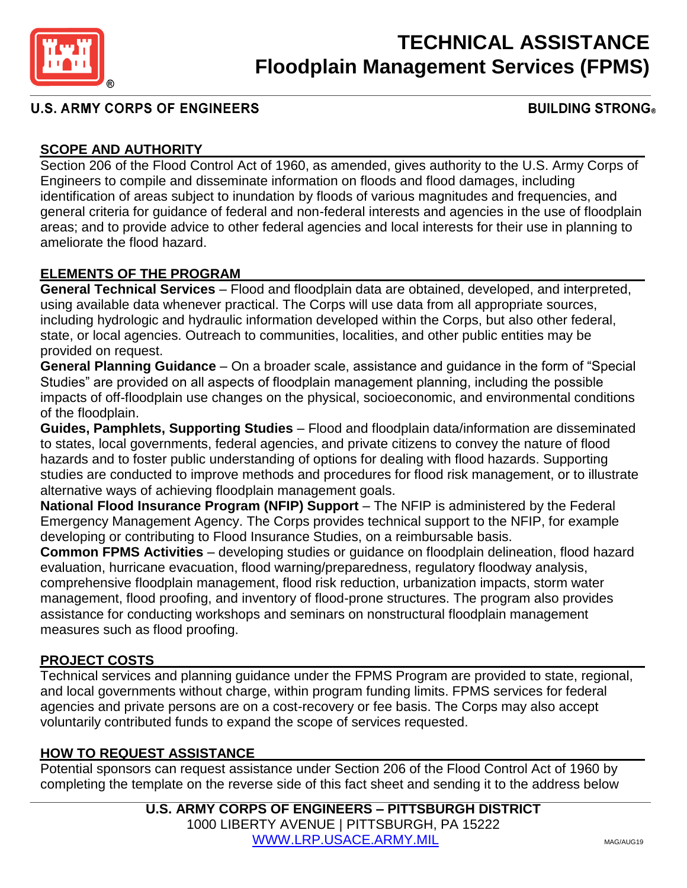# TECHNICAL ASSISTANCE
# Floodplain Management Services (FPMS)

**U.S. ARMY CORPS OF ENGINEERS** **BUILDING STRONG®**

## SCOPE AND AUTHORITY

Section 206 of the Flood Control Act of 1960, as amended, gives authority to the U.S. Army Corps of Engineers to compile and disseminate information on floods and flood damages, including identification of areas subject to inundation by floods of various magnitudes and frequencies, and general criteria for guidance of federal and non-federal interests and agencies in the use of floodplain areas; and to provide advice to other federal agencies and local interests for their use in planning to ameliorate the flood hazard.

## ELEMENTS OF THE PROGRAM

**General Technical Services** – Flood and floodplain data are obtained, developed, and interpreted, using available data whenever practical. The Corps will use data from all appropriate sources, including hydrologic and hydraulic information developed within the Corps, but also other federal, state, or local agencies. Outreach to communities, localities, and other public entities may be provided on request.

**General Planning Guidance** – On a broader scale, assistance and guidance in the form of "Special Studies" are provided on all aspects of floodplain management planning, including the possible impacts of off-floodplain use changes on the physical, socioeconomic, and environmental conditions of the floodplain.

**Guides, Pamphlets, Supporting Studies** – Flood and floodplain data/information are disseminated to states, local governments, federal agencies, and private citizens to convey the nature of flood hazards and to foster public understanding of options for dealing with flood hazards. Supporting studies are conducted to improve methods and procedures for flood risk management, or to illustrate alternative ways of achieving floodplain management goals.

**National Flood Insurance Program (NFIP) Support** – The NFIP is administered by the Federal Emergency Management Agency. The Corps provides technical support to the NFIP, for example developing or contributing to Flood Insurance Studies, on a reimbursable basis.

**Common FPMS Activities** – developing studies or guidance on floodplain delineation, flood hazard evaluation, hurricane evacuation, flood warning/preparedness, regulatory floodway analysis, comprehensive floodplain management, flood risk reduction, urbanization impacts, storm water management, flood proofing, and inventory of flood-prone structures. The program also provides assistance for conducting workshops and seminars on nonstructural floodplain management measures such as flood proofing.

## PROJECT COSTS

Technical services and planning guidance under the FPMS Program are provided to state, regional, and local governments without charge, within program funding limits. FPMS services for federal agencies and private persons are on a cost-recovery or fee basis. The Corps may also accept voluntarily contributed funds to expand the scope of services requested.

## HOW TO REQUEST ASSISTANCE

Potential sponsors can request assistance under Section 206 of the Flood Control Act of 1960 by completing the template on the reverse side of this fact sheet and sending it to the address below

**U.S. ARMY CORPS OF ENGINEERS – PITTSBURGH DISTRICT**
1000 LIBERTY AVENUE | PITTSBURGH, PA 15222
[WWW.LRP.USACE.ARMY.MIL](http://WWW.LRP.USACE.ARMY.MIL)

MAG/AUG19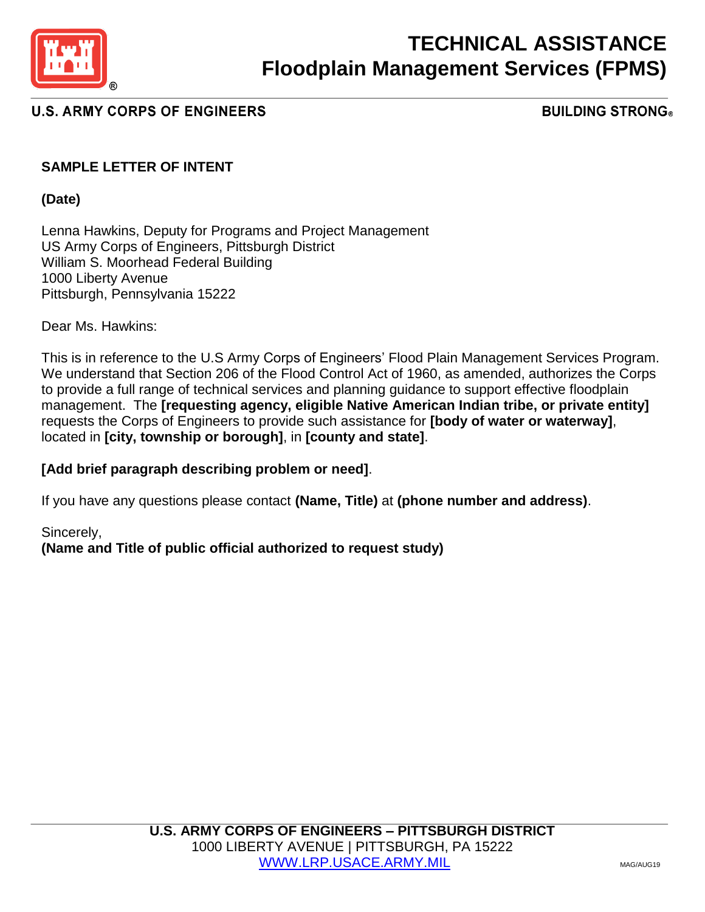# TECHNICAL ASSISTANCE
## Floodplain Management Services (FPMS)

**U.S. ARMY CORPS OF ENGINEERS** **BUILDING STRONG®**

**SAMPLE LETTER OF INTENT**

**(Date)**

Lenna Hawkins, Deputy for Programs and Project Management
US Army Corps of Engineers, Pittsburgh District
William S. Moorhead Federal Building
1000 Liberty Avenue
Pittsburgh, Pennsylvania 15222

Dear Ms. Hawkins:

This is in reference to the U.S Army Corps of Engineers' Flood Plain Management Services Program. We understand that Section 206 of the Flood Control Act of 1960, as amended, authorizes the Corps to provide a full range of technical services and planning guidance to support effective floodplain management. The **[requesting agency, eligible Native American Indian tribe, or private entity]** requests the Corps of Engineers to provide such assistance for **[body of water or waterway]**, located in **[city, township or borough]**, in **[county and state]**.

**[Add brief paragraph describing problem or need]**.

If you have any questions please contact **(Name, Title)** at **(phone number and address)**.

Sincerely,
**(Name and Title of public official authorized to request study)**

**U.S. ARMY CORPS OF ENGINEERS – PITTSBURGH DISTRICT**
1000 LIBERTY AVENUE | PITTSBURGH, PA 15222
WWW.LRP.USACE.ARMY.MIL

MAG/AUG19